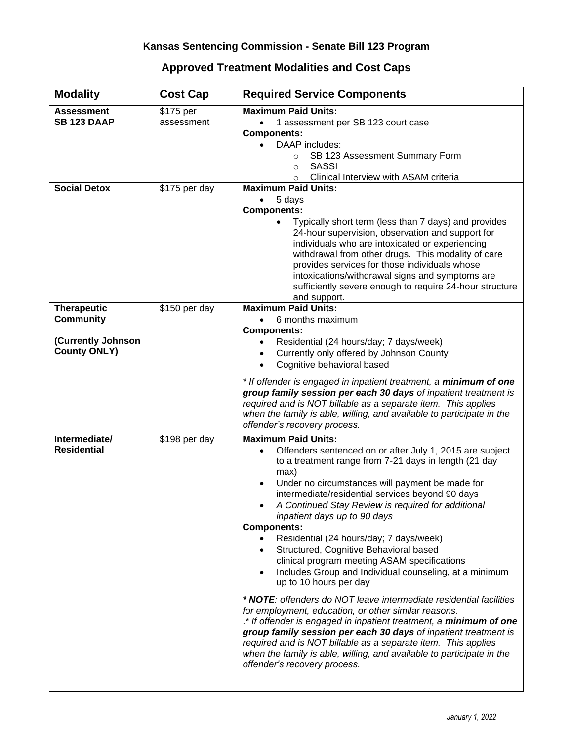# Kansas Sentencing Commission - Senate Bill 123 Program

## Approved Treatment Modalities and Cost Caps

| Modality | Cost Cap | Required Service Components |
|---|---|---|
| **Assessment SB 123 DAAP** | $175 per assessment | **Maximum Paid Units:**<br>• 1 assessment per SB 123 court case<br>**Components:**<br>• DAAP includes:<br>  ○ SB 123 Assessment Summary Form<br>  ○ SASSI<br>  ○ Clinical Interview with ASAM criteria |
| **Social Detox** | $175 per day | **Maximum Paid Units:**<br>• 5 days<br>**Components:**<br>• Typically short term (less than 7 days) and provides 24-hour supervision, observation and support for individuals who are intoxicated or experiencing withdrawal from other drugs. This modality of care provides services for those individuals whose intoxications/withdrawal signs and symptoms are sufficiently severe enough to require 24-hour structure and support. |
| **Therapeutic Community**<br><br>**(Currently Johnson County ONLY)** | $150 per day | **Maximum Paid Units:**<br>• 6 months maximum<br>**Components:**<br>• Residential (24 hours/day; 7 days/week)<br>• Currently only offered by Johnson County<br>• Cognitive behavioral based<br><br>*\* If offender is engaged in inpatient treatment, a **minimum of one group family session per each 30 days** of inpatient treatment is required and is NOT billable as a separate item. This applies when the family is able, willing, and available to participate in the offender's recovery process.* |
| **Intermediate/ Residential** | $198 per day | **Maximum Paid Units:**<br>• Offenders sentenced on or after July 1, 2015 are subject to a treatment range from 7-21 days in length (21 day max)<br>• Under no circumstances will payment be made for intermediate/residential services beyond 90 days<br>• *A Continued Stay Review is required for additional inpatient days up to 90 days*<br>**Components:**<br>• Residential (24 hours/day; 7 days/week)<br>• Structured, Cognitive Behavioral based clinical program meeting ASAM specifications<br>• Includes Group and Individual counseling, at a minimum up to 10 hours per day<br><br>***\* NOTE**: offenders do NOT leave intermediate residential facilities for employment, education, or other similar reasons.*<br>*.\* If offender is engaged in inpatient treatment, a **minimum of one group family session per each 30 days** of inpatient treatment is required and is NOT billable as a separate item. This applies when the family is able, willing, and available to participate in the offender's recovery process.* |

*January 1, 2022*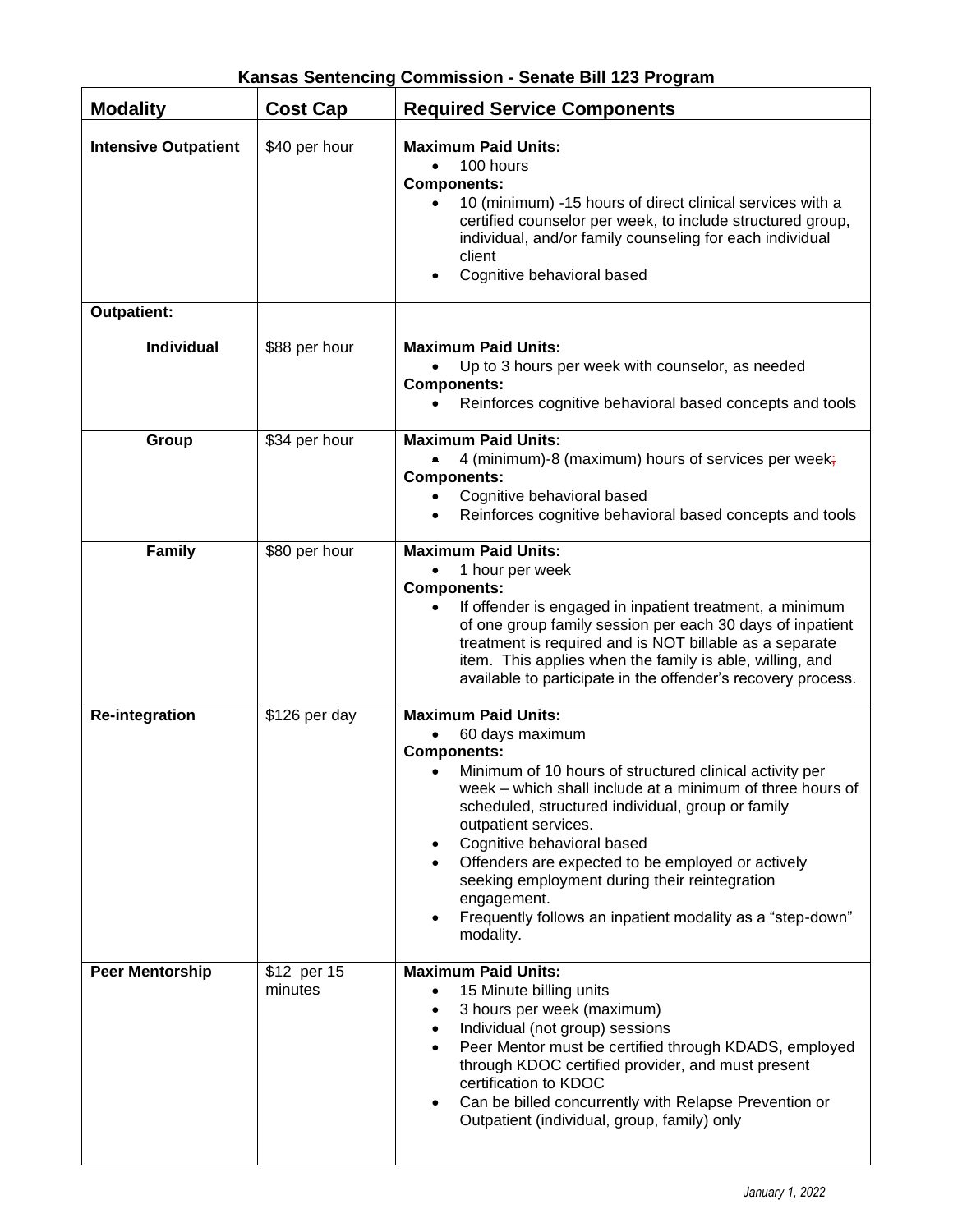### Kansas Sentencing Commission - Senate Bill 123 Program

| Modality | Cost Cap | Required Service Components |
|---|---|---|
| **Intensive Outpatient** | $40 per hour | **Maximum Paid Units:**<br>• 100 hours<br>**Components:**<br>• 10 (minimum) -15 hours of direct clinical services with a certified counselor per week, to include structured group, individual, and/or family counseling for each individual client<br>• Cognitive behavioral based |
| **Outpatient:** | | |
| **Individual** | $88 per hour | **Maximum Paid Units:**<br>• Up to 3 hours per week with counselor, as needed<br>**Components:**<br>• Reinforces cognitive behavioral based concepts and tools |
| **Group** | $34 per hour | **Maximum Paid Units:**<br>• 4 (minimum)-8 (maximum) hours of services per week;<br>**Components:**<br>• Cognitive behavioral based<br>• Reinforces cognitive behavioral based concepts and tools |
| **Family** | $80 per hour | **Maximum Paid Units:**<br>• 1 hour per week<br>**Components:**<br>• If offender is engaged in inpatient treatment, a minimum of one group family session per each 30 days of inpatient treatment is required and is NOT billable as a separate item. This applies when the family is able, willing, and available to participate in the offender's recovery process. |
| **Re-integration** | $126 per day | **Maximum Paid Units:**<br>• 60 days maximum<br>**Components:**<br>• Minimum of 10 hours of structured clinical activity per week – which shall include at a minimum of three hours of scheduled, structured individual, group or family outpatient services.<br>• Cognitive behavioral based<br>• Offenders are expected to be employed or actively seeking employment during their reintegration engagement.<br>• Frequently follows an inpatient modality as a "step-down" modality. |
| **Peer Mentorship** | $12 per 15 minutes | **Maximum Paid Units:**<br>• 15 Minute billing units<br>• 3 hours per week (maximum)<br>• Individual (not group) sessions<br>• Peer Mentor must be certified through KDADS, employed through KDOC certified provider, and must present certification to KDOC<br>• Can be billed concurrently with Relapse Prevention or Outpatient (individual, group, family) only |

*January 1, 2022*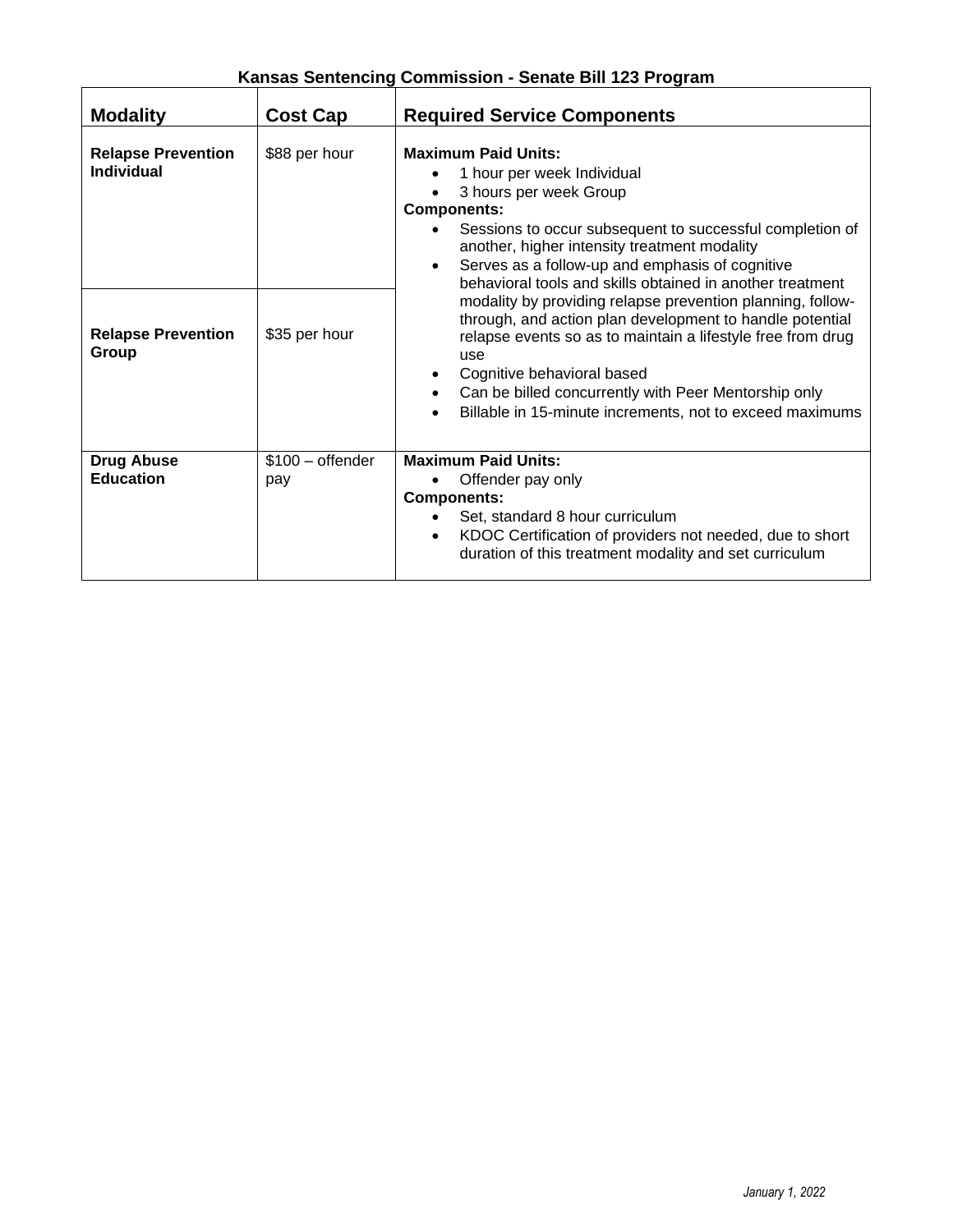**Kansas Sentencing Commission - Senate Bill 123 Program**

| Modality | Cost Cap | Required Service Components |
|---|---|---|
| **Relapse Prevention Individual** | $88 per hour | **Maximum Paid Units:**<br>• 1 hour per week Individual<br>• 3 hours per week Group<br>**Components:**<br>• Sessions to occur subsequent to successful completion of another, higher intensity treatment modality<br>• Serves as a follow-up and emphasis of cognitive behavioral tools and skills obtained in another treatment modality by providing relapse prevention planning, follow-through, and action plan development to handle potential relapse events so as to maintain a lifestyle free from drug use<br>• Cognitive behavioral based<br>• Can be billed concurrently with Peer Mentorship only<br>• Billable in 15-minute increments, not to exceed maximums |
| **Relapse Prevention Group** | $35 per hour | |
| **Drug Abuse Education** | $100 – offender pay | **Maximum Paid Units:**<br>• Offender pay only<br>**Components:**<br>• Set, standard 8 hour curriculum<br>• KDOC Certification of providers not needed, due to short duration of this treatment modality and set curriculum |

*January 1, 2022*